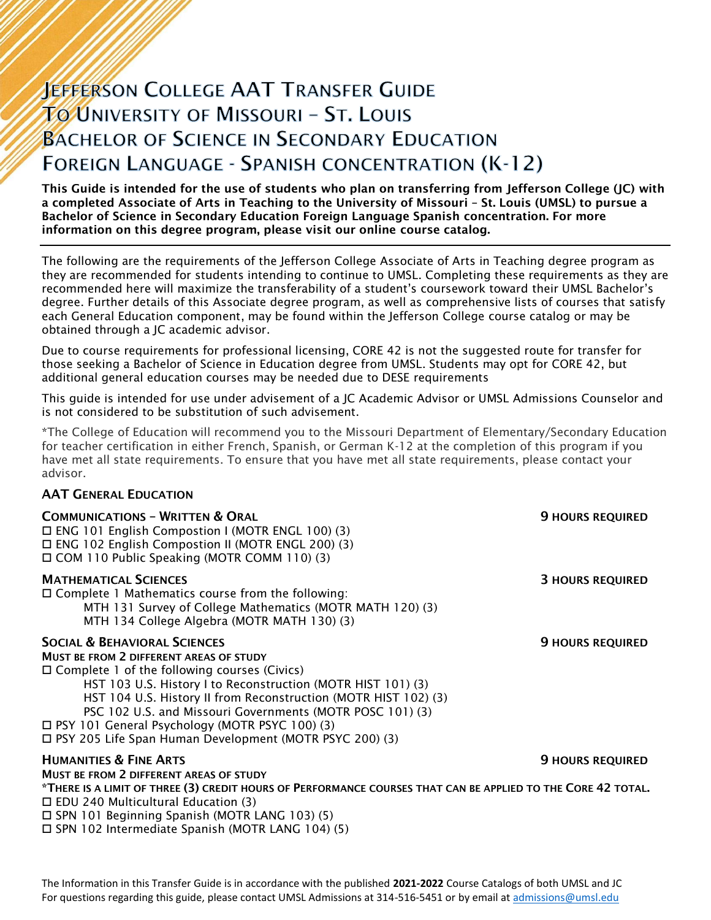# Jefferson College AAT Transfer Guide
# To University of Missouri – St. Louis
# Bachelor of Science in Secondary Education
# Foreign Language - Spanish concentration (K-12)

**This Guide is intended for the use of students who plan on transferring from Jefferson College (JC) with a completed Associate of Arts in Teaching to the University of Missouri – St. Louis (UMSL) to pursue a Bachelor of Science in Secondary Education Foreign Language Spanish concentration. For more information on this degree program, please visit our online course catalog.**

---

The following are the requirements of the Jefferson College Associate of Arts in Teaching degree program as they are recommended for students intending to continue to UMSL. Completing these requirements as they are recommended here will maximize the transferability of a student's coursework toward their UMSL Bachelor's degree. Further details of this Associate degree program, as well as comprehensive lists of courses that satisfy each General Education component, may be found within the Jefferson College course catalog or may be obtained through a JC academic advisor.

Due to course requirements for professional licensing, CORE 42 is not the suggested route for transfer for those seeking a Bachelor of Science in Education degree from UMSL. Students may opt for CORE 42, but additional general education courses may be needed due to DESE requirements

This guide is intended for use under advisement of a JC Academic Advisor or UMSL Admissions Counselor and is not considered to be substitution of such advisement.

*The College of Education will recommend you to the Missouri Department of Elementary/Secondary Education for teacher certification in either French, Spanish, or German K-12 at the completion of this program if you have met all state requirements. To ensure that you have met all state requirements, please contact your advisor.

## AAT General Education

### Communications – Written & Oral — 9 hours required

- ☐ ENG 101 English Compostion I (MOTR ENGL 100) (3)
- ☐ ENG 102 English Compostion II (MOTR ENGL 200) (3)
- ☐ COM 110 Public Speaking (MOTR COMM 110) (3)

### Mathematical Sciences — 3 hours required

- ☐ Complete 1 Mathematics course from the following:
  - MTH 131 Survey of College Mathematics (MOTR MATH 120) (3)
  - MTH 134 College Algebra (MOTR MATH 130) (3)

### Social & Behavioral Sciences — 9 hours required

**Must be from 2 different areas of study**

- ☐ Complete 1 of the following courses (Civics)
  - HST 103 U.S. History I to Reconstruction (MOTR HIST 101) (3)
  - HST 104 U.S. History II from Reconstruction (MOTR HIST 102) (3)
  - PSC 102 U.S. and Missouri Governments (MOTR POSC 101) (3)
- ☐ PSY 101 General Psychology (MOTR PSYC 100) (3)
- ☐ PSY 205 Life Span Human Development (MOTR PSYC 200) (3)

### Humanities & Fine Arts — 9 hours required

**Must be from 2 different areas of study**

***There is a limit of three (3) credit hours of Performance courses that can be applied to the Core 42 total.**

- ☐ EDU 240 Multicultural Education (3)
- ☐ SPN 101 Beginning Spanish (MOTR LANG 103) (5)
- ☐ SPN 102 Intermediate Spanish (MOTR LANG 104) (5)

The Information in this Transfer Guide is in accordance with the published **2021-2022** Course Catalogs of both UMSL and JC
For questions regarding this guide, please contact UMSL Admissions at 314-516-5451 or by email at admissions@umsl.edu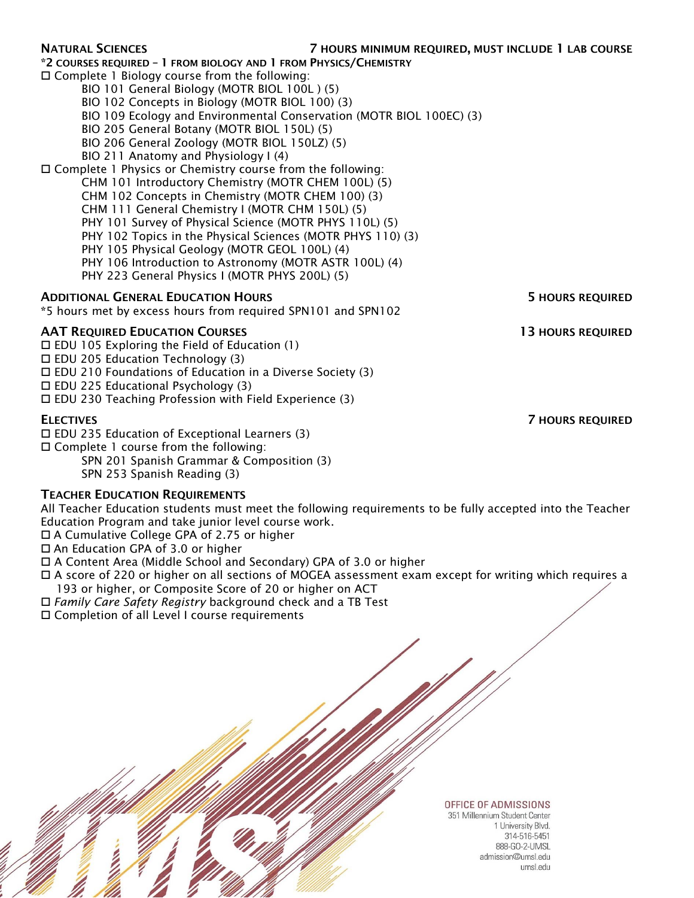## NATURAL SCIENCES — 7 HOURS MINIMUM REQUIRED, MUST INCLUDE 1 LAB COURSE

***2 COURSES REQUIRED – 1 FROM BIOLOGY AND 1 FROM PHYSICS/CHEMISTRY**

- ☐ Complete 1 Biology course from the following:
  - BIO 101 General Biology (MOTR BIOL 100L ) (5)
  - BIO 102 Concepts in Biology (MOTR BIOL 100) (3)
  - BIO 109 Ecology and Environmental Conservation (MOTR BIOL 100EC) (3)
  - BIO 205 General Botany (MOTR BIOL 150L) (5)
  - BIO 206 General Zoology (MOTR BIOL 150LZ) (5)
  - BIO 211 Anatomy and Physiology I (4)
- ☐ Complete 1 Physics or Chemistry course from the following:
  - CHM 101 Introductory Chemistry (MOTR CHEM 100L) (5)
  - CHM 102 Concepts in Chemistry (MOTR CHEM 100) (3)
  - CHM 111 General Chemistry I (MOTR CHM 150L) (5)
  - PHY 101 Survey of Physical Science (MOTR PHYS 110L) (5)
  - PHY 102 Topics in the Physical Sciences (MOTR PHYS 110) (3)
  - PHY 105 Physical Geology (MOTR GEOL 100L) (4)
  - PHY 106 Introduction to Astronomy (MOTR ASTR 100L) (4)
  - PHY 223 General Physics I (MOTR PHYS 200L) (5)

## ADDITIONAL GENERAL EDUCATION HOURS — 5 HOURS REQUIRED

*5 hours met by excess hours from required SPN101 and SPN102

## AAT REQUIRED EDUCATION COURSES — 13 HOURS REQUIRED

- ☐ EDU 105 Exploring the Field of Education (1)
- ☐ EDU 205 Education Technology (3)
- ☐ EDU 210 Foundations of Education in a Diverse Society (3)
- ☐ EDU 225 Educational Psychology (3)
- ☐ EDU 230 Teaching Profession with Field Experience (3)

## ELECTIVES — 7 HOURS REQUIRED

- ☐ EDU 235 Education of Exceptional Learners (3)
- ☐ Complete 1 course from the following:
  - SPN 201 Spanish Grammar & Composition (3)
  - SPN 253 Spanish Reading (3)

## TEACHER EDUCATION REQUIREMENTS

All Teacher Education students must meet the following requirements to be fully accepted into the Teacher Education Program and take junior level course work.

- ☐ A Cumulative College GPA of 2.75 or higher
- ☐ An Education GPA of 3.0 or higher
- ☐ A Content Area (Middle School and Secondary) GPA of 3.0 or higher
- ☐ A score of 220 or higher on all sections of MOGEA assessment exam except for writing which requires a 193 or higher, or Composite Score of 20 or higher on ACT
- ☐ *Family Care Safety Registry* background check and a TB Test
- ☐ Completion of all Level I course requirements

OFFICE OF ADMISSIONS
351 Millennium Student Center
1 University Blvd.
314-516-5451
888-GO-2-UMSL
admission@umsl.edu
umsl.edu